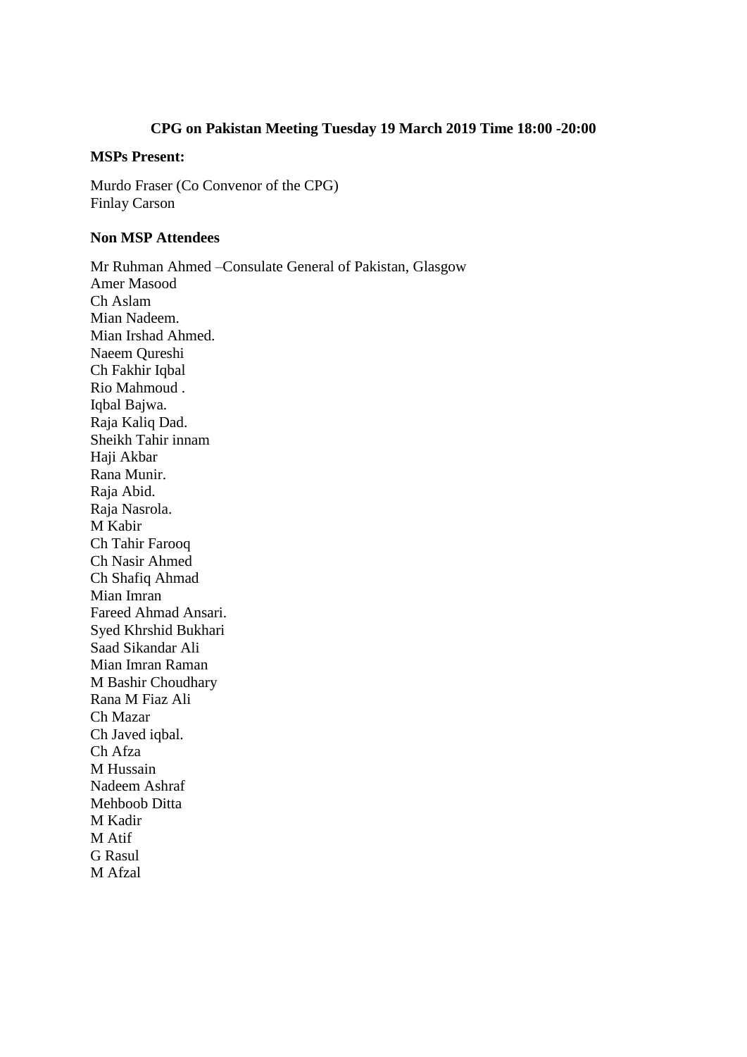# CPG on Pakistan Meeting Tuesday 19 March 2019 Time 18:00 -20:00

**MSPs Present:**

Murdo Fraser (Co Convenor of the CPG)
Finlay Carson

**Non MSP Attendees**

Mr Ruhman Ahmed –Consulate General of Pakistan, Glasgow
Amer Masood
Ch Aslam
Mian Nadeem.
Mian Irshad Ahmed.
Naeem Qureshi
Ch Fakhir Iqbal
Rio Mahmoud .
Iqbal Bajwa.
Raja Kaliq Dad.
Sheikh Tahir innam
Haji Akbar
Rana Munir.
Raja Abid.
Raja Nasrola.
M Kabir
Ch Tahir Farooq
Ch Nasir Ahmed
Ch Shafiq Ahmad
Mian Imran
Fareed Ahmad Ansari.
Syed Khrshid Bukhari
Saad Sikandar Ali
Mian Imran Raman
M Bashir Choudhary
Rana M Fiaz Ali
Ch Mazar
Ch Javed iqbal.
Ch Afza
M Hussain
Nadeem Ashraf
Mehboob Ditta
M Kadir
M Atif
G Rasul
M Afzal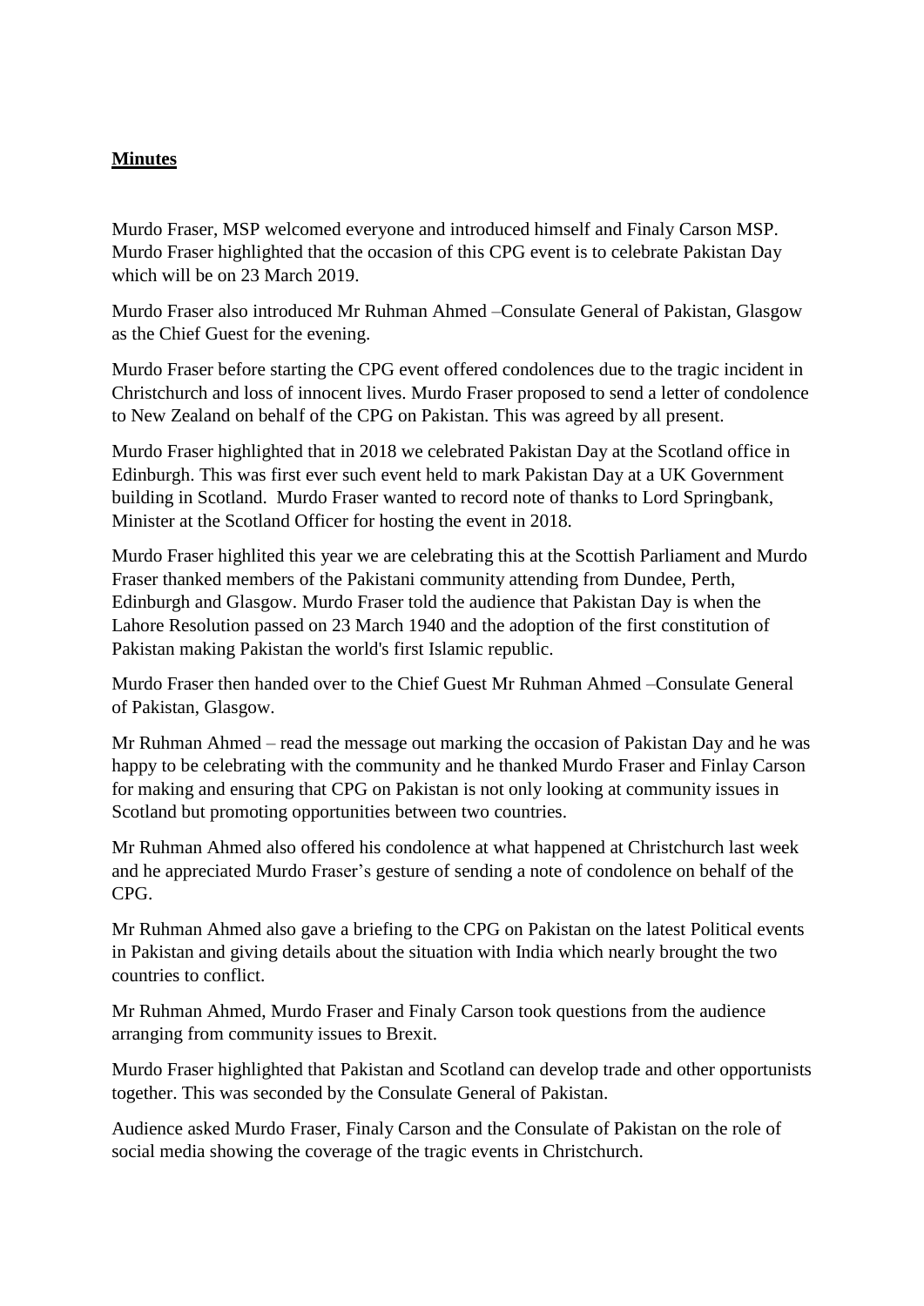**Minutes**

Murdo Fraser, MSP welcomed everyone and introduced himself and Finaly Carson MSP. Murdo Fraser highlighted that the occasion of this CPG event is to celebrate Pakistan Day which will be on 23 March 2019.

Murdo Fraser also introduced Mr Ruhman Ahmed –Consulate General of Pakistan, Glasgow as the Chief Guest for the evening.

Murdo Fraser before starting the CPG event offered condolences due to the tragic incident in Christchurch and loss of innocent lives. Murdo Fraser proposed to send a letter of condolence to New Zealand on behalf of the CPG on Pakistan. This was agreed by all present.

Murdo Fraser highlighted that in 2018 we celebrated Pakistan Day at the Scotland office in Edinburgh. This was first ever such event held to mark Pakistan Day at a UK Government building in Scotland. Murdo Fraser wanted to record note of thanks to Lord Springbank, Minister at the Scotland Officer for hosting the event in 2018.

Murdo Fraser highlited this year we are celebrating this at the Scottish Parliament and Murdo Fraser thanked members of the Pakistani community attending from Dundee, Perth, Edinburgh and Glasgow. Murdo Fraser told the audience that Pakistan Day is when the Lahore Resolution passed on 23 March 1940 and the adoption of the first constitution of Pakistan making Pakistan the world's first Islamic republic.

Murdo Fraser then handed over to the Chief Guest Mr Ruhman Ahmed –Consulate General of Pakistan, Glasgow.

Mr Ruhman Ahmed – read the message out marking the occasion of Pakistan Day and he was happy to be celebrating with the community and he thanked Murdo Fraser and Finlay Carson for making and ensuring that CPG on Pakistan is not only looking at community issues in Scotland but promoting opportunities between two countries.

Mr Ruhman Ahmed also offered his condolence at what happened at Christchurch last week and he appreciated Murdo Fraser's gesture of sending a note of condolence on behalf of the CPG.

Mr Ruhman Ahmed also gave a briefing to the CPG on Pakistan on the latest Political events in Pakistan and giving details about the situation with India which nearly brought the two countries to conflict.

Mr Ruhman Ahmed, Murdo Fraser and Finaly Carson took questions from the audience arranging from community issues to Brexit.

Murdo Fraser highlighted that Pakistan and Scotland can develop trade and other opportunists together. This was seconded by the Consulate General of Pakistan.

Audience asked Murdo Fraser, Finaly Carson and the Consulate of Pakistan on the role of social media showing the coverage of the tragic events in Christchurch.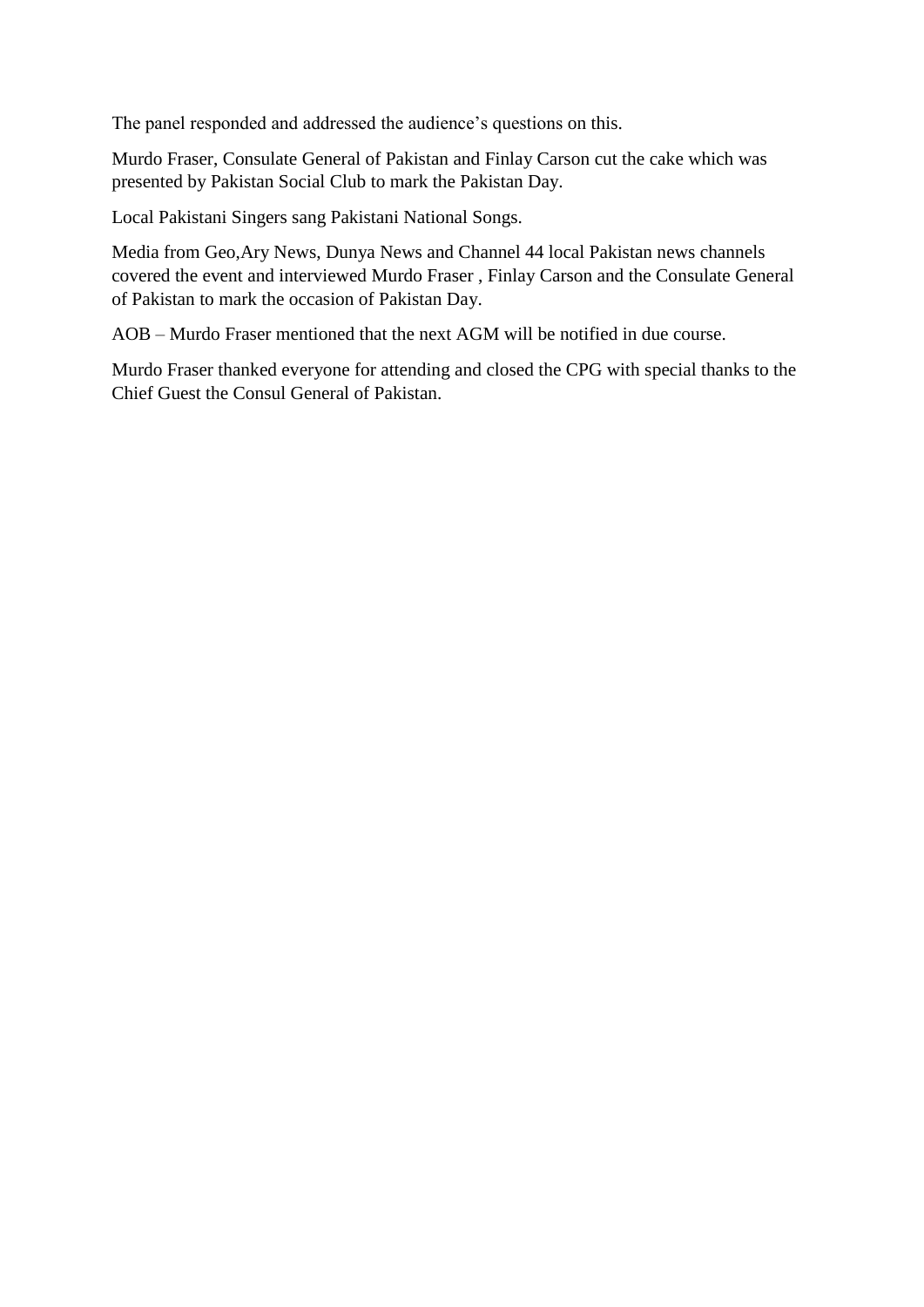The panel responded and addressed the audience's questions on this.

Murdo Fraser, Consulate General of Pakistan and Finlay Carson cut the cake which was presented by Pakistan Social Club to mark the Pakistan Day.

Local Pakistani Singers sang Pakistani National Songs.

Media from Geo,Ary News, Dunya News and Channel 44 local Pakistan news channels covered the event and interviewed Murdo Fraser , Finlay Carson and the Consulate General of Pakistan to mark the occasion of Pakistan Day.

AOB – Murdo Fraser mentioned that the next AGM will be notified in due course.

Murdo Fraser thanked everyone for attending and closed the CPG with special thanks to the Chief Guest the Consul General of Pakistan.